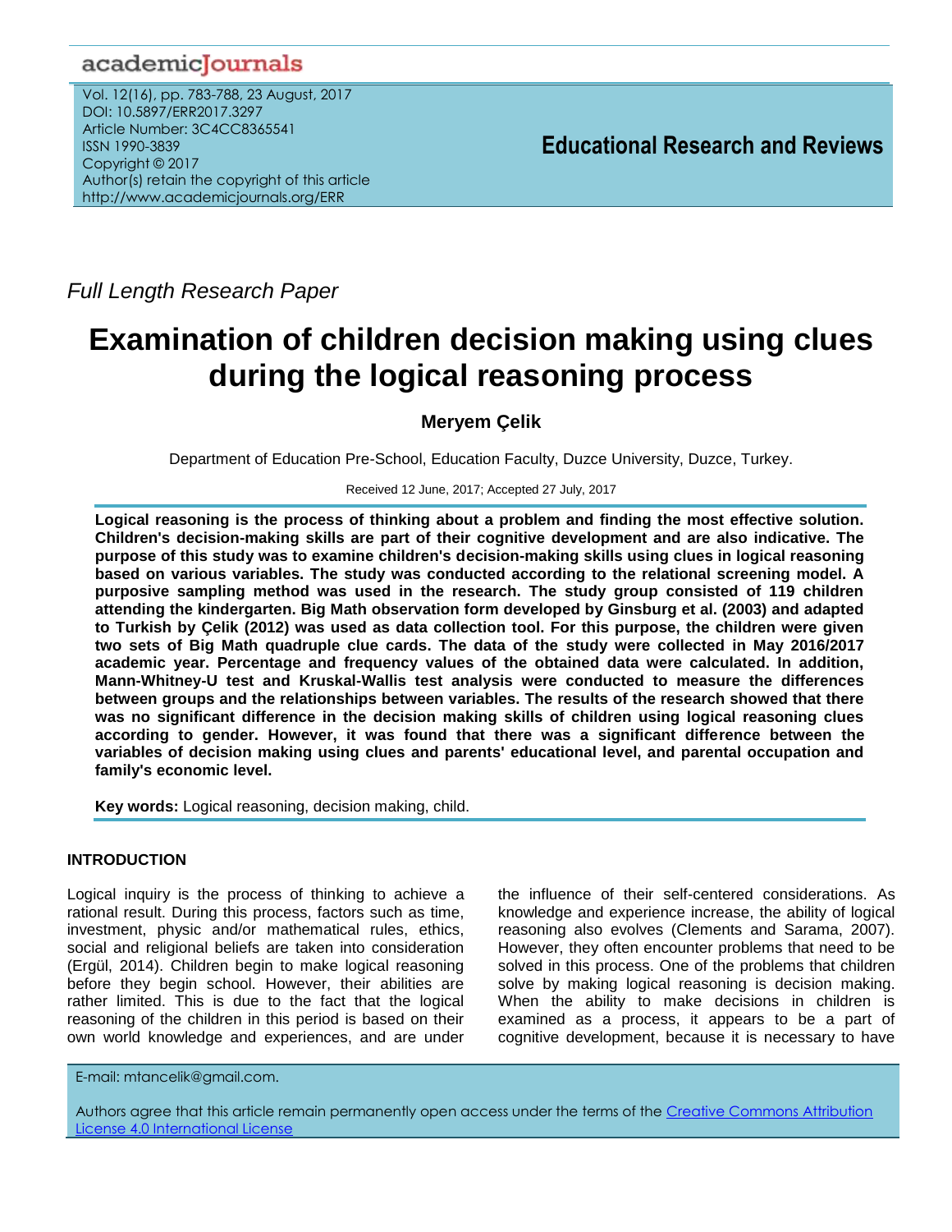academicJournals

Vol. 12(16), pp. 783-788, 23 August, 2017
DOI: 10.5897/ERR2017.3297
Article Number: 3C4CC8365541
ISSN 1990-3839
Copyright © 2017
Author(s) retain the copyright of this article
http://www.academicjournals.org/ERR

**Educational Research and Reviews**

*Full Length Research Paper*

# Examination of children decision making using clues during the logical reasoning process

**Meryem Çelik**

Department of Education Pre-School, Education Faculty, Duzce University, Duzce, Turkey.

Received 12 June, 2017; Accepted 27 July, 2017

**Logical reasoning is the process of thinking about a problem and finding the most effective solution. Children's decision-making skills are part of their cognitive development and are also indicative. The purpose of this study was to examine children's decision-making skills using clues in logical reasoning based on various variables. The study was conducted according to the relational screening model. A purposive sampling method was used in the research. The study group consisted of 119 children attending the kindergarten. Big Math observation form developed by Ginsburg et al. (2003) and adapted to Turkish by Çelik (2012) was used as data collection tool. For this purpose, the children were given two sets of Big Math quadruple clue cards. The data of the study were collected in May 2016/2017 academic year. Percentage and frequency values of the obtained data were calculated. In addition, Mann-Whitney-U test and Kruskal-Wallis test analysis were conducted to measure the differences between groups and the relationships between variables. The results of the research showed that there was no significant difference in the decision making skills of children using logical reasoning clues according to gender. However, it was found that there was a significant difference between the variables of decision making using clues and parents' educational level, and parental occupation and family's economic level.**

**Key words:** Logical reasoning, decision making, child.

## INTRODUCTION

Logical inquiry is the process of thinking to achieve a rational result. During this process, factors such as time, investment, physic and/or mathematical rules, ethics, social and religious beliefs are taken into consideration (Ergül, 2014). Children begin to make logical reasoning before they begin school. However, their abilities are rather limited. This is due to the fact that the logical reasoning of the children in this period is based on their own world knowledge and experiences, and are under the influence of their self-centered considerations. As knowledge and experience increase, the ability of logical reasoning also evolves (Clements and Sarama, 2007). However, they often encounter problems that need to be solved in this process. One of the problems that children solve by making logical reasoning is decision making. When the ability to make decisions in children is examined as a process, it appears to be a part of cognitive development, because it is necessary to have

E-mail: mtancelik@gmail.com.

Authors agree that this article remain permanently open access under the terms of the Creative Commons Attribution License 4.0 International License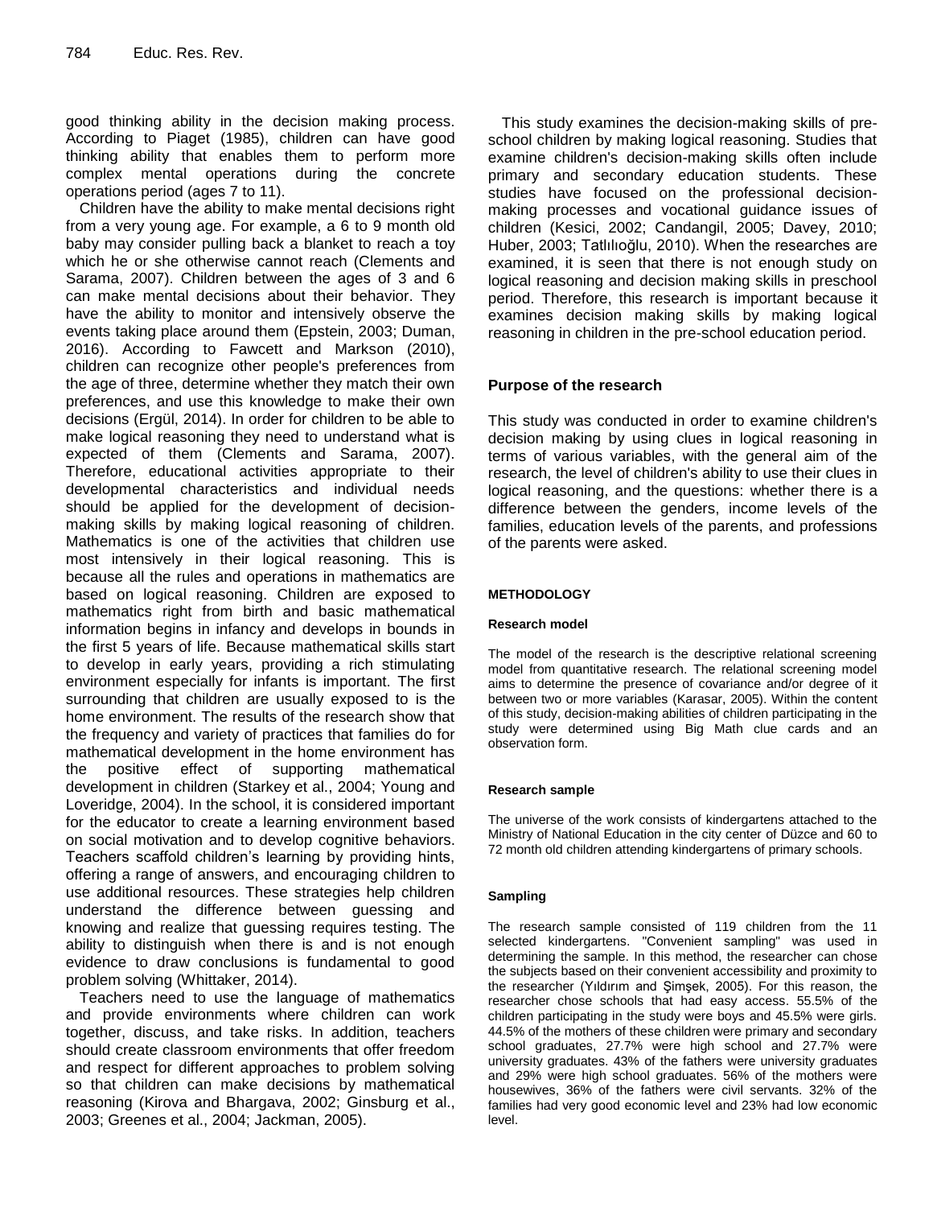good thinking ability in the decision making process. According to Piaget (1985), children can have good thinking ability that enables them to perform more complex mental operations during the concrete operations period (ages 7 to 11).

Children have the ability to make mental decisions right from a very young age. For example, a 6 to 9 month old baby may consider pulling back a blanket to reach a toy which he or she otherwise cannot reach (Clements and Sarama, 2007). Children between the ages of 3 and 6 can make mental decisions about their behavior. They have the ability to monitor and intensively observe the events taking place around them (Epstein, 2003; Duman, 2016). According to Fawcett and Markson (2010), children can recognize other people's preferences from the age of three, determine whether they match their own preferences, and use this knowledge to make their own decisions (Ergül, 2014). In order for children to be able to make logical reasoning they need to understand what is expected of them (Clements and Sarama, 2007). Therefore, educational activities appropriate to their developmental characteristics and individual needs should be applied for the development of decision-making skills by making logical reasoning of children. Mathematics is one of the activities that children use most intensively in their logical reasoning. This is because all the rules and operations in mathematics are based on logical reasoning. Children are exposed to mathematics right from birth and basic mathematical information begins in infancy and develops in bounds in the first 5 years of life. Because mathematical skills start to develop in early years, providing a rich stimulating environment especially for infants is important. The first surrounding that children are usually exposed to is the home environment. The results of the research show that the frequency and variety of practices that families do for mathematical development in the home environment has the positive effect of supporting mathematical development in children (Starkey et al., 2004; Young and Loveridge, 2004). In the school, it is considered important for the educator to create a learning environment based on social motivation and to develop cognitive behaviors. Teachers scaffold children's learning by providing hints, offering a range of answers, and encouraging children to use additional resources. These strategies help children understand the difference between guessing and knowing and realize that guessing requires testing. The ability to distinguish when there is and is not enough evidence to draw conclusions is fundamental to good problem solving (Whittaker, 2014).

Teachers need to use the language of mathematics and provide environments where children can work together, discuss, and take risks. In addition, teachers should create classroom environments that offer freedom and respect for different approaches to problem solving so that children can make decisions by mathematical reasoning (Kirova and Bhargava, 2002; Ginsburg et al., 2003; Greenes et al., 2004; Jackman, 2005).

This study examines the decision-making skills of pre-school children by making logical reasoning. Studies that examine children's decision-making skills often include primary and secondary education students. These studies have focused on the professional decision-making processes and vocational guidance issues of children (Kesici, 2002; Candangil, 2005; Davey, 2010; Huber, 2003; Tatlılıoğlu, 2010). When the researches are examined, it is seen that there is not enough study on logical reasoning and decision making skills in preschool period. Therefore, this research is important because it examines decision making skills by making logical reasoning in children in the pre-school education period.

## Purpose of the research

This study was conducted in order to examine children's decision making by using clues in logical reasoning in terms of various variables, with the general aim of the research, the level of children's ability to use their clues in logical reasoning, and the questions: whether there is a difference between the genders, income levels of the families, education levels of the parents, and professions of the parents were asked.

## METHODOLOGY

### Research model

The model of the research is the descriptive relational screening model from quantitative research. The relational screening model aims to determine the presence of covariance and/or degree of it between two or more variables (Karasar, 2005). Within the content of this study, decision-making abilities of children participating in the study were determined using Big Math clue cards and an observation form.

### Research sample

The universe of the work consists of kindergartens attached to the Ministry of National Education in the city center of Düzce and 60 to 72 month old children attending kindergartens of primary schools.

### Sampling

The research sample consisted of 119 children from the 11 selected kindergartens. "Convenient sampling" was used in determining the sample. In this method, the researcher can chose the subjects based on their convenient accessibility and proximity to the researcher (Yıldırım and Şimşek, 2005). For this reason, the researcher chose schools that had easy access. 55.5% of the children participating in the study were boys and 45.5% were girls. 44.5% of the mothers of these children were primary and secondary school graduates, 27.7% were high school and 27.7% were university graduates. 43% of the fathers were university graduates and 29% were high school graduates. 56% of the mothers were housewives, 36% of the fathers were civil servants. 32% of the families had very good economic level and 23% had low economic level.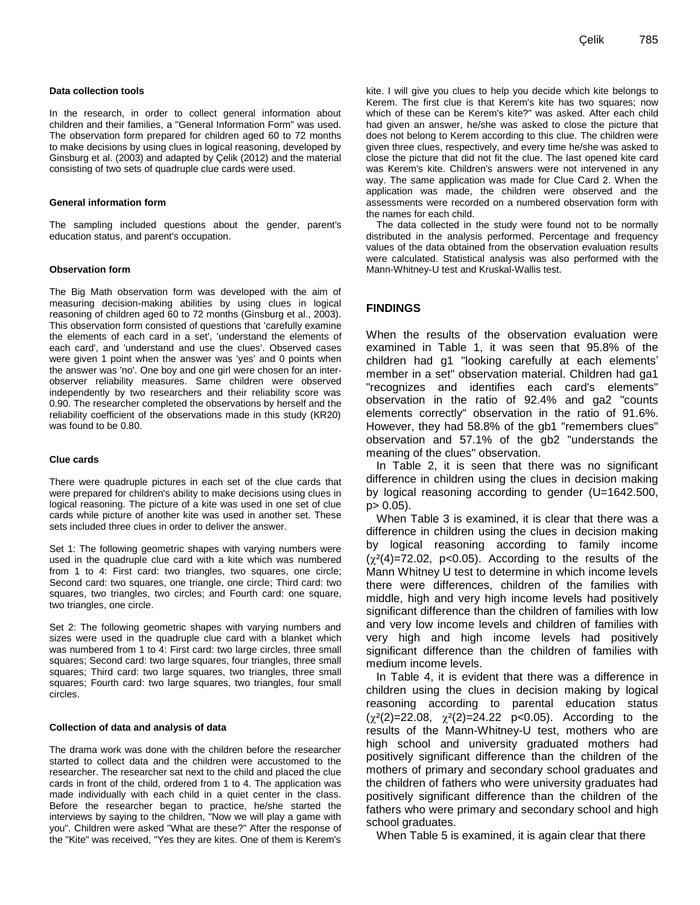### Data collection tools

In the research, in order to collect general information about children and their families, a "General Information Form" was used. The observation form prepared for children aged 60 to 72 months to make decisions by using clues in logical reasoning, developed by Ginsburg et al. (2003) and adapted by Çelik (2012) and the material consisting of two sets of quadruple clue cards were used.

### General information form

The sampling included questions about the gender, parent's education status, and parent's occupation.

### Observation form

The Big Math observation form was developed with the aim of measuring decision-making abilities by using clues in logical reasoning of children aged 60 to 72 months (Ginsburg et al., 2003). This observation form consisted of questions that 'carefully examine the elements of each card in a set', 'understand the elements of each card', and 'understand and use the clues'. Observed cases were given 1 point when the answer was 'yes' and 0 points when the answer was 'no'. One boy and one girl were chosen for an inter-observer reliability measures. Same children were observed independently by two researchers and their reliability score was 0.90. The researcher completed the observations by herself and the reliability coefficient of the observations made in this study (KR20) was found to be 0.80.

### Clue cards

There were quadruple pictures in each set of the clue cards that were prepared for children's ability to make decisions using clues in logical reasoning. The picture of a kite was used in one set of clue cards while picture of another kite was used in another set. These sets included three clues in order to deliver the answer.

Set 1: The following geometric shapes with varying numbers were used in the quadruple clue card with a kite which was numbered from 1 to 4: First card: two triangles, two squares, one circle; Second card: two squares, one triangle, one circle; Third card: two squares, two triangles, two circles; and Fourth card: one square, two triangles, one circle.

Set 2: The following geometric shapes with varying numbers and sizes were used in the quadruple clue card with a blanket which was numbered from 1 to 4: First card: two large circles, three small squares; Second card: two large squares, four triangles, three small squares; Third card: two large squares, two triangles, three small squares; Fourth card: two large squares, two triangles, four small circles.

### Collection of data and analysis of data

The drama work was done with the children before the researcher started to collect data and the children were accustomed to the researcher. The researcher sat next to the child and placed the clue cards in front of the child, ordered from 1 to 4. The application was made individually with each child in a quiet center in the class. Before the researcher began to practice, he/she started the interviews by saying to the children, "Now we will play a game with you". Children were asked "What are these?" After the response of the "Kite" was received, "Yes they are kites. One of them is Kerem's kite. I will give you clues to help you decide which kite belongs to Kerem. The first clue is that Kerem's kite has two squares; now which of these can be Kerem's kite?" was asked. After each child had given an answer, he/she was asked to close the picture that does not belong to Kerem according to this clue. The children were given three clues, respectively, and every time he/she was asked to close the picture that did not fit the clue. The last opened kite card was Kerem's kite. Children's answers were not intervened in any way. The same application was made for Clue Card 2. When the application was made, the children were observed and the assessments were recorded on a numbered observation form with the names for each child.

The data collected in the study were found not to be normally distributed in the analysis performed. Percentage and frequency values of the data obtained from the observation evaluation results were calculated. Statistical analysis was also performed with the Mann-Whitney-U test and Kruskal-Wallis test.

## FINDINGS

When the results of the observation evaluation were examined in Table 1, it was seen that 95.8% of the children had g1 "looking carefully at each elements' member in a set" observation material. Children had ga1 "recognizes and identifies each card's elements" observation in the ratio of 92.4% and ga2 "counts elements correctly" observation in the ratio of 91.6%. However, they had 58.8% of the gb1 "remembers clues" observation and 57.1% of the gb2 "understands the meaning of the clues" observation.

In Table 2, it is seen that there was no significant difference in children using the clues in decision making by logical reasoning according to gender ($U=1642.500$, $p> 0.05$).

When Table 3 is examined, it is clear that there was a difference in children using the clues in decision making by logical reasoning according to family income ($\chi^2(4)=72.02$, $p<0.05$). According to the results of the Mann Whitney U test to determine in which income levels there were differences, children of the families with middle, high and very high income levels had positively significant difference than the children of families with low and very low income levels and children of families with very high and high income levels had positively significant difference than the children of families with medium income levels.

In Table 4, it is evident that there was a difference in children using the clues in decision making by logical reasoning according to parental education status ($\chi^2(2)=22.08$, $\chi^2(2)=24.22$ $p<0.05$). According to the results of the Mann-Whitney-U test, mothers who are high school and university graduated mothers had positively significant difference than the children of the mothers of primary and secondary school graduates and the children of fathers who were university graduates had positively significant difference than the children of the fathers who were primary and secondary school and high school graduates.

When Table 5 is examined, it is again clear that there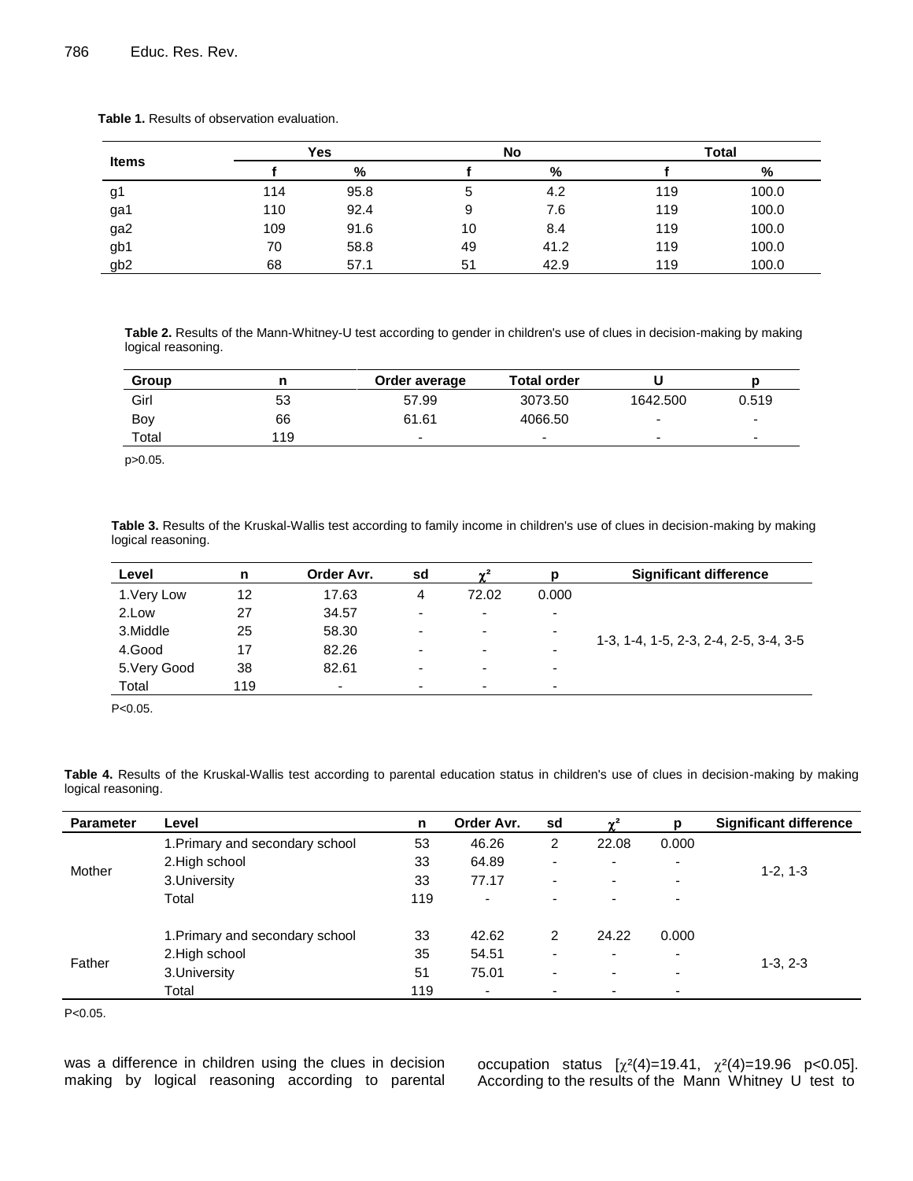**Table 1.** Results of observation evaluation.

| Items | Yes | | No | | Total | |
|---|---|---|---|---|---|---|
| | f | % | f | % | f | % |
| g1 | 114 | 95.8 | 5 | 4.2 | 119 | 100.0 |
| ga1 | 110 | 92.4 | 9 | 7.6 | 119 | 100.0 |
| ga2 | 109 | 91.6 | 10 | 8.4 | 119 | 100.0 |
| gb1 | 70 | 58.8 | 49 | 41.2 | 119 | 100.0 |
| gb2 | 68 | 57.1 | 51 | 42.9 | 119 | 100.0 |

**Table 2.** Results of the Mann-Whitney-U test according to gender in children's use of clues in decision-making by making logical reasoning.

| Group | n | Order average | Total order | U | p |
|---|---|---|---|---|---|
| Girl | 53 | 57.99 | 3073.50 | 1642.500 | 0.519 |
| Boy | 66 | 61.61 | 4066.50 | - | - |
| Total | 119 | - | - | - | - |

$p>0.05$.

**Table 3.** Results of the Kruskal-Wallis test according to family income in children's use of clues in decision-making by making logical reasoning.

| Level | n | Order Avr. | sd | $\chi^2$ | p | Significant difference |
|---|---|---|---|---|---|---|
| 1.Very Low | 12 | 17.63 | 4 | 72.02 | 0.000 | 1-3, 1-4, 1-5, 2-3, 2-4, 2-5, 3-4, 3-5 |
| 2.Low | 27 | 34.57 | - | - | - | |
| 3.Middle | 25 | 58.30 | - | - | - | |
| 4.Good | 17 | 82.26 | - | - | - | |
| 5.Very Good | 38 | 82.61 | - | - | - | |
| Total | 119 | - | - | - | - | |

$P<0.05$.

**Table 4.** Results of the Kruskal-Wallis test according to parental education status in children's use of clues in decision-making by making logical reasoning.

| Parameter | Level | n | Order Avr. | sd | $\chi^2$ | p | Significant difference |
|---|---|---|---|---|---|---|---|
| Mother | 1.Primary and secondary school | 53 | 46.26 | 2 | 22.08 | 0.000 | 1-2, 1-3 |
| | 2.High school | 33 | 64.89 | - | - | - | |
| | 3.University | 33 | 77.17 | - | - | - | |
| | Total | 119 | - | - | - | - | |
| Father | 1.Primary and secondary school | 33 | 42.62 | 2 | 24.22 | 0.000 | 1-3, 2-3 |
| | 2.High school | 35 | 54.51 | - | - | - | |
| | 3.University | 51 | 75.01 | - | - | - | |
| | Total | 119 | - | - | - | - | |

$P<0.05$.

was a difference in children using the clues in decision making by logical reasoning according to parental occupation status [$\chi^2(4)=19.41$, $\chi^2(4)=19.96$ $p<0.05$]. According to the results of the Mann Whitney U test to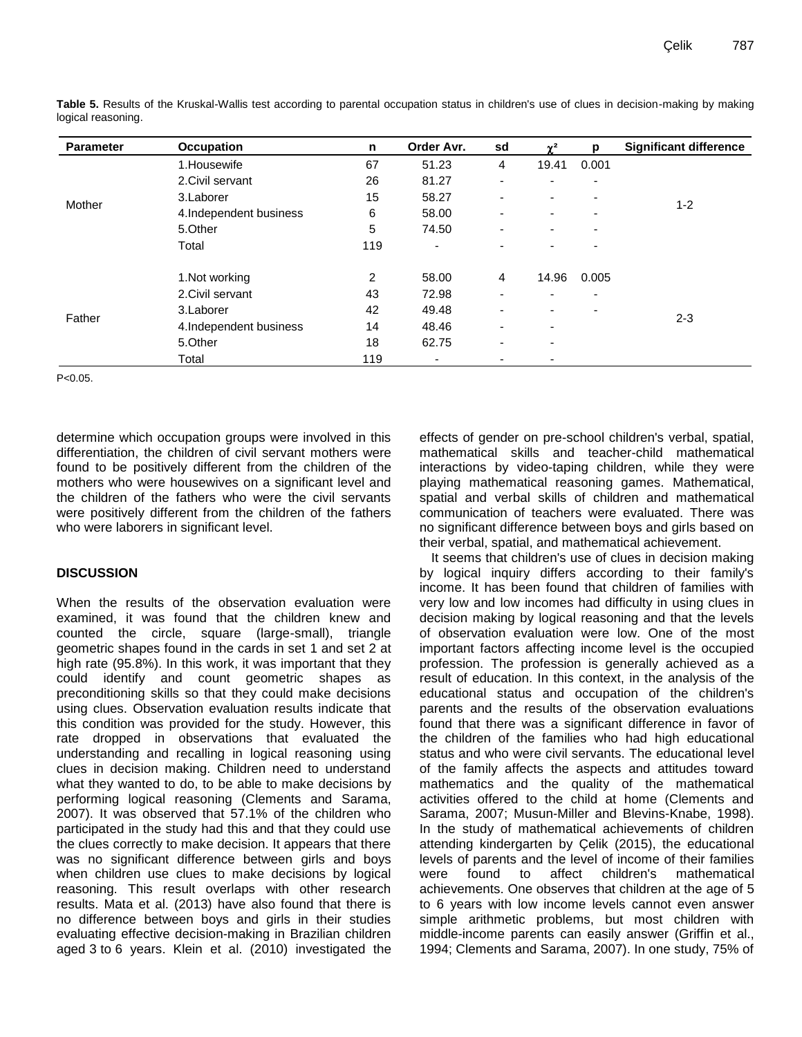**Table 5.** Results of the Kruskal-Wallis test according to parental occupation status in children's use of clues in decision-making by making logical reasoning.

| Parameter | Occupation | n | Order Avr. | sd | $\chi^2$ | p | Significant difference |
|---|---|---|---|---|---|---|---|
| Mother | 1.Housewife | 67 | 51.23 | 4 | 19.41 | 0.001 | 1-2 |
| | 2.Civil servant | 26 | 81.27 | - | - | - | |
| | 3.Laborer | 15 | 58.27 | - | - | - | |
| | 4.Independent business | 6 | 58.00 | - | - | - | |
| | 5.Other | 5 | 74.50 | - | - | - | |
| | Total | 119 | - | - | - | - | |
| Father | 1.Not working | 2 | 58.00 | 4 | 14.96 | 0.005 | 2-3 |
| | 2.Civil servant | 43 | 72.98 | - | - | - | |
| | 3.Laborer | 42 | 49.48 | - | - | - | |
| | 4.Independent business | 14 | 48.46 | - | - | | |
| | 5.Other | 18 | 62.75 | - | - | | |
| | Total | 119 | - | - | - | | |

$P<0.05$.

determine which occupation groups were involved in this differentiation, the children of civil servant mothers were found to be positively different from the children of the mothers who were housewives on a significant level and the children of the fathers who were the civil servants were positively different from the children of the fathers who were laborers in significant level.

## DISCUSSION

When the results of the observation evaluation were examined, it was found that the children knew and counted the circle, square (large-small), triangle geometric shapes found in the cards in set 1 and set 2 at high rate (95.8%). In this work, it was important that they could identify and count geometric shapes as preconditioning skills so that they could make decisions using clues. Observation evaluation results indicate that this condition was provided for the study. However, this rate dropped in observations that evaluated the understanding and recalling in logical reasoning using clues in decision making. Children need to understand what they wanted to do, to be able to make decisions by performing logical reasoning (Clements and Sarama, 2007). It was observed that 57.1% of the children who participated in the study had this and that they could use the clues correctly to make decision. It appears that there was no significant difference between girls and boys when children use clues to make decisions by logical reasoning. This result overlaps with other research results. Mata et al. (2013) have also found that there is no difference between boys and girls in their studies evaluating effective decision-making in Brazilian children aged 3 to 6 years. Klein et al. (2010) investigated the effects of gender on pre-school children's verbal, spatial, mathematical skills and teacher-child mathematical interactions by video-taping children, while they were playing mathematical reasoning games. Mathematical, spatial and verbal skills of children and mathematical communication of teachers were evaluated. There was no significant difference between boys and girls based on their verbal, spatial, and mathematical achievement.

It seems that children's use of clues in decision making by logical inquiry differs according to their family's income. It has been found that children of families with very low and low incomes had difficulty in using clues in decision making by logical reasoning and that the levels of observation evaluation were low. One of the most important factors affecting income level is the occupied profession. The profession is generally achieved as a result of education. In this context, in the analysis of the educational status and occupation of the children's parents and the results of the observation evaluations found that there was a significant difference in favor of the children of the families who had high educational status and who were civil servants. The educational level of the family affects the aspects and attitudes toward mathematics and the quality of the mathematical activities offered to the child at home (Clements and Sarama, 2007; Musun-Miller and Blevins-Knabe, 1998). In the study of mathematical achievements of children attending kindergarten by Çelik (2015), the educational levels of parents and the level of income of their families were found to affect children's mathematical achievements. One observes that children at the age of 5 to 6 years with low income levels cannot even answer simple arithmetic problems, but most children with middle-income parents can easily answer (Griffin et al., 1994; Clements and Sarama, 2007). In one study, 75% of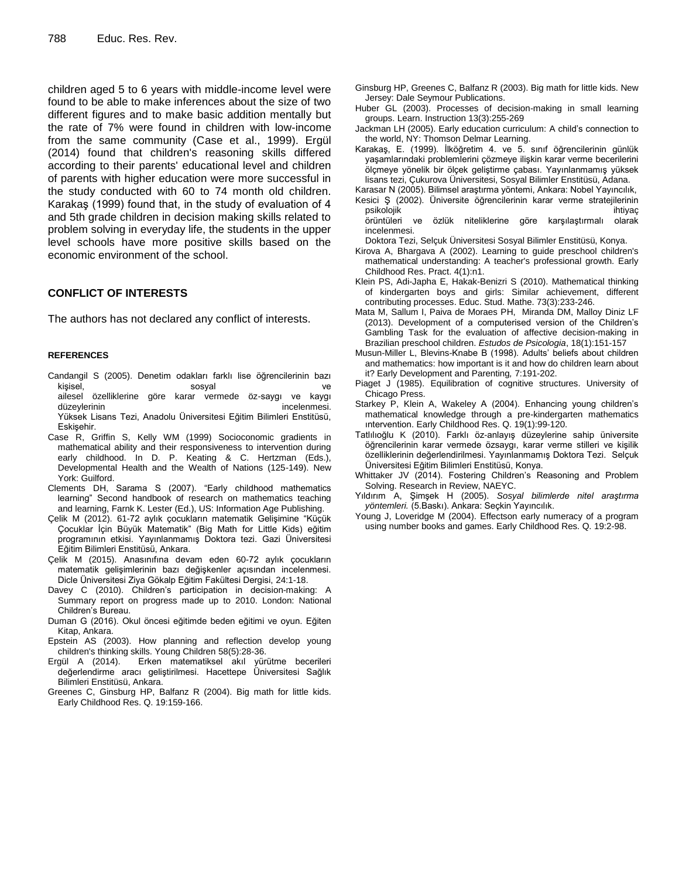children aged 5 to 6 years with middle-income level were found to be able to make inferences about the size of two different figures and to make basic addition mentally but the rate of 7% were found in children with low-income from the same community (Case et al., 1999). Ergül (2014) found that children's reasoning skills differed according to their parents' educational level and children of parents with higher education were more successful in the study conducted with 60 to 74 month old children. Karakaş (1999) found that, in the study of evaluation of 4 and 5th grade children in decision making skills related to problem solving in everyday life, the students in the upper level schools have more positive skills based on the economic environment of the school.

## CONFLICT OF INTERESTS

The authors has not declared any conflict of interests.

## REFERENCES

Candangil S (2005). Denetim odakları farklı lise öğrencilerinin bazı kişisel, sosyal ve ailesel özelliklerine göre karar vermede öz-saygı ve kaygı düzeylerinin incelenmesi. Yüksek Lisans Tezi, Anadolu Üniversitesi Eğitim Bilimleri Enstitüsü, Eskişehir.

Case R, Griffin S, Kelly WM (1999) Socioconomic gradients in mathematical ability and their responsiveness to intervention during early childhood. In D. P. Keating & C. Hertzman (Eds.), Developmental Health and the Wealth of Nations (125-149). New York: Guilford.

Clements DH, Sarama S (2007). "Early childhood mathematics learning" Second handbook of research on mathematics teaching and learning, Farnk K. Lester (Ed.), US: Information Age Publishing.

Çelik M (2012). 61-72 aylık çocukların matematik Gelişimine "Küçük Çocuklar İçin Büyük Matematik" (Big Math for Little Kids) eğitim programının etkisi. Yayınlanmamış Doktora tezi. Gazi Üniversitesi Eğitim Bilimleri Enstitüsü, Ankara.

Çelik M (2015). Anasınıfına devam eden 60-72 aylık çocukların matematik gelişimlerinin bazı değişkenler açısından incelenmesi. Dicle Üniversitesi Ziya Gökalp Eğitim Fakültesi Dergisi, 24:1-18.

Davey C (2010). Children's participation in decision-making: A Summary report on progress made up to 2010. London: National Children's Bureau.

Duman G (2016). Okul öncesi eğitimde beden eğitimi ve oyun. Eğiten Kitap, Ankara.

Epstein AS (2003). How planning and reflection develop young children's thinking skills. Young Children 58(5):28-36.

Ergül A (2014). Erken matematiksel akıl yürütme becerileri değerlendirme aracı geliştirilmesi. Hacettepe Üniversitesi Sağlık Bilimleri Enstitüsü, Ankara.

Greenes C, Ginsburg HP, Balfanz R (2004). Big math for little kids. Early Childhood Res. Q. 19:159-166.

Ginsburg HP, Greenes C, Balfanz R (2003). Big math for little kids. New Jersey: Dale Seymour Publications.

Huber GL (2003). Processes of decision-making in small learning groups. Learn. Instruction 13(3):255-269

Jackman LH (2005). Early education curriculum: A child's connection to the world, NY: Thomson Delmar Learning.

Karakaş, E. (1999). İlköğretim 4. ve 5. sınıf öğrencilerinin günlük yaşamlarındaki problemlerini çözmeye ilişkin karar verme becerilerini ölçmeye yönelik bir ölçek geliştirme çabası. Yayınlanmamış yüksek lisans tezi, Çukurova Üniversitesi, Sosyal Bilimler Enstitüsü, Adana.

Karasar N (2005). Bilimsel araştırma yöntemi, Ankara: Nobel Yayıncılık,

Kesici Ş (2002). Üniversite öğrencilerinin karar verme stratejilerinin psikolojik ihtiyaç örüntüleri ve özlük niteliklerine göre karşılaştırmalı olarak incelenmesi. Doktora Tezi, Selçuk Üniversitesi Sosyal Bilimler Enstitüsü, Konya.

Kirova A, Bhargava A (2002). Learning to guide preschool children's mathematical understanding: A teacher's professional growth. Early Childhood Res. Pract. 4(1):n1.

Klein PS, Adi-Japha E, Hakak-Benizri S (2010). Mathematical thinking of kindergarten boys and girls: Similar achievement, different contributing processes. Educ. Stud. Mathe. 73(3):233-246.

Mata M, Sallum I, Paiva de Moraes PH, Miranda DM, Malloy Diniz LF (2013). Development of a computerised version of the Children's Gambling Task for the evaluation of affective decision-making in Brazilian preschool children. *Estudos de Psicologia*, 18(1):151-157

Musun-Miller L, Blevins-Knabe B (1998). Adults' beliefs about children and mathematics: how important is it and how do children learn about it? Early Development and Parenting, 7:191-202.

Piaget J (1985). Equilibration of cognitive structures. University of Chicago Press.

Starkey P, Klein A, Wakeley A (2004). Enhancing young children's mathematical knowledge through a pre-kindergarten mathematics ıntervention. Early Childhood Res. Q. 19(1):99-120.

Tatlılıoğlu K (2010). Farklı öz-anlayış düzeylerine sahip üniversite öğrencilerinin karar vermede özsaygı, karar verme stilleri ve kişilik özelliklerinin değerlendirilmesi. Yayınlanmamış Doktora Tezi. Selçuk Üniversitesi Eğitim Bilimleri Enstitüsü, Konya.

Whittaker JV (2014). Fostering Children's Reasoning and Problem Solving. Research in Review, NAEYC.

Yıldırım A, Şimşek H (2005). *Sosyal bilimlerde nitel araştırma yöntemleri.* (5.Baskı). Ankara: Seçkin Yayıncılık.

Young J, Loveridge M (2004). Effectson early numeracy of a program using number books and games. Early Childhood Res. Q. 19:2-98.